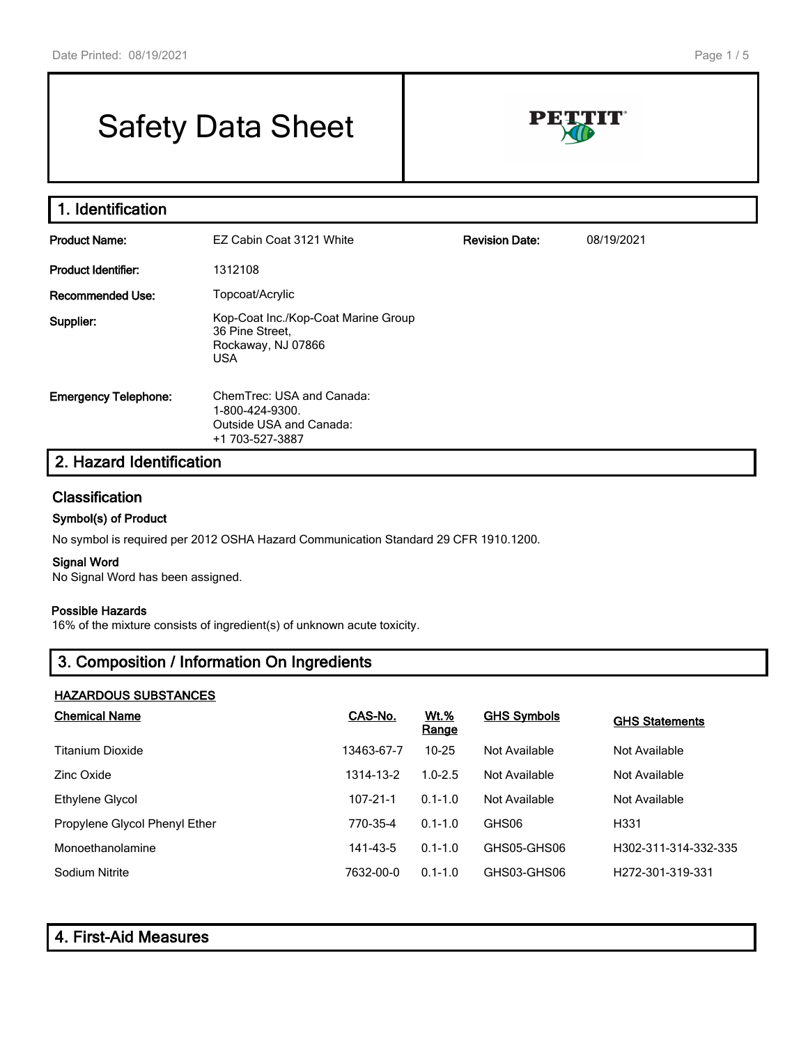# Safety Data Sheet

PETTIT

## 1. Identification

| | | | |
|---|---|---|---|
| **Product Name:** | EZ Cabin Coat 3121 White | **Revision Date:** | 08/19/2021 |
| **Product Identifier:** | 1312108 | | |
| **Recommended Use:** | Topcoat/Acrylic | | |
| **Supplier:** | Kop-Coat Inc./Kop-Coat Marine Group<br>36 Pine Street,<br>Rockaway, NJ 07866<br>USA | | |
| **Emergency Telephone:** | ChemTrec: USA and Canada:<br>1-800-424-9300.<br>Outside USA and Canada:<br>+1 703-527-3887 | | |

## 2. Hazard Identification

### Classification

#### Symbol(s) of Product

No symbol is required per 2012 OSHA Hazard Communication Standard 29 CFR 1910.1200.

#### Signal Word

No Signal Word has been assigned.

#### Possible Hazards

16% of the mixture consists of ingredient(s) of unknown acute toxicity.

## 3. Composition / Information On Ingredients

**HAZARDOUS SUBSTANCES**

| Chemical Name | CAS-No. | Wt.% Range | GHS Symbols | GHS Statements |
|---|---|---|---|---|
| Titanium Dioxide | 13463-67-7 | 10-25 | Not Available | Not Available |
| Zinc Oxide | 1314-13-2 | 1.0-2.5 | Not Available | Not Available |
| Ethylene Glycol | 107-21-1 | 0.1-1.0 | Not Available | Not Available |
| Propylene Glycol Phenyl Ether | 770-35-4 | 0.1-1.0 | GHS06 | H331 |
| Monoethanolamine | 141-43-5 | 0.1-1.0 | GHS05-GHS06 | H302-311-314-332-335 |
| Sodium Nitrite | 7632-00-0 | 0.1-1.0 | GHS03-GHS06 | H272-301-319-331 |

## 4. First-Aid Measures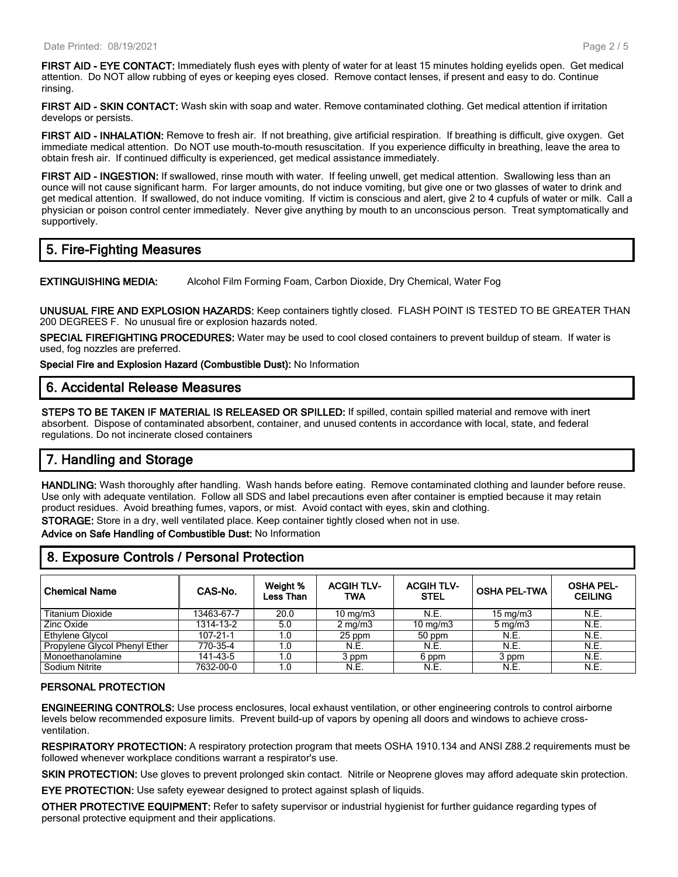**FIRST AID - EYE CONTACT:** Immediately flush eyes with plenty of water for at least 15 minutes holding eyelids open. Get medical attention. Do NOT allow rubbing of eyes or keeping eyes closed. Remove contact lenses, if present and easy to do. Continue rinsing.

**FIRST AID - SKIN CONTACT:** Wash skin with soap and water. Remove contaminated clothing. Get medical attention if irritation develops or persists.

**FIRST AID - INHALATION:** Remove to fresh air. If not breathing, give artificial respiration. If breathing is difficult, give oxygen. Get immediate medical attention. Do NOT use mouth-to-mouth resuscitation. If you experience difficulty in breathing, leave the area to obtain fresh air. If continued difficulty is experienced, get medical assistance immediately.

**FIRST AID - INGESTION:** If swallowed, rinse mouth with water. If feeling unwell, get medical attention. Swallowing less than an ounce will not cause significant harm. For larger amounts, do not induce vomiting, but give one or two glasses of water to drink and get medical attention. If swallowed, do not induce vomiting. If victim is conscious and alert, give 2 to 4 cupfuls of water or milk. Call a physician or poison control center immediately. Never give anything by mouth to an unconscious person. Treat symptomatically and supportively.

## 5. Fire-Fighting Measures

**EXTINGUISHING MEDIA:** Alcohol Film Forming Foam, Carbon Dioxide, Dry Chemical, Water Fog

**UNUSUAL FIRE AND EXPLOSION HAZARDS:** Keep containers tightly closed. FLASH POINT IS TESTED TO BE GREATER THAN 200 DEGREES F. No unusual fire or explosion hazards noted.

**SPECIAL FIREFIGHTING PROCEDURES:** Water may be used to cool closed containers to prevent buildup of steam. If water is used, fog nozzles are preferred.

**Special Fire and Explosion Hazard (Combustible Dust):** No Information

## 6. Accidental Release Measures

**STEPS TO BE TAKEN IF MATERIAL IS RELEASED OR SPILLED:** If spilled, contain spilled material and remove with inert absorbent. Dispose of contaminated absorbent, container, and unused contents in accordance with local, state, and federal regulations. Do not incinerate closed containers

## 7. Handling and Storage

**HANDLING:** Wash thoroughly after handling. Wash hands before eating. Remove contaminated clothing and launder before reuse. Use only with adequate ventilation. Follow all SDS and label precautions even after container is emptied because it may retain product residues. Avoid breathing fumes, vapors, or mist. Avoid contact with eyes, skin and clothing.

**STORAGE:** Store in a dry, well ventilated place. Keep container tightly closed when not in use.

**Advice on Safe Handling of Combustible Dust:** No Information

## 8. Exposure Controls / Personal Protection

| Chemical Name | CAS-No. | Weight % Less Than | ACGIH TLV-TWA | ACGIH TLV-STEL | OSHA PEL-TWA | OSHA PEL-CEILING |
|---|---|---|---|---|---|---|
| Titanium Dioxide | 13463-67-7 | 20.0 | 10 mg/m3 | N.E. | 15 mg/m3 | N.E. |
| Zinc Oxide | 1314-13-2 | 5.0 | 2 mg/m3 | 10 mg/m3 | 5 mg/m3 | N.E. |
| Ethylene Glycol | 107-21-1 | 1.0 | 25 ppm | 50 ppm | N.E. | N.E. |
| Propylene Glycol Phenyl Ether | 770-35-4 | 1.0 | N.E. | N.E. | N.E. | N.E. |
| Monoethanolamine | 141-43-5 | 1.0 | 3 ppm | 6 ppm | 3 ppm | N.E. |
| Sodium Nitrite | 7632-00-0 | 1.0 | N.E. | N.E. | N.E. | N.E. |

### PERSONAL PROTECTION

**ENGINEERING CONTROLS:** Use process enclosures, local exhaust ventilation, or other engineering controls to control airborne levels below recommended exposure limits. Prevent build-up of vapors by opening all doors and windows to achieve cross-ventilation.

**RESPIRATORY PROTECTION:** A respiratory protection program that meets OSHA 1910.134 and ANSI Z88.2 requirements must be followed whenever workplace conditions warrant a respirator's use.

**SKIN PROTECTION:** Use gloves to prevent prolonged skin contact. Nitrile or Neoprene gloves may afford adequate skin protection.

**EYE PROTECTION:** Use safety eyewear designed to protect against splash of liquids.

**OTHER PROTECTIVE EQUIPMENT:** Refer to safety supervisor or industrial hygienist for further guidance regarding types of personal protective equipment and their applications.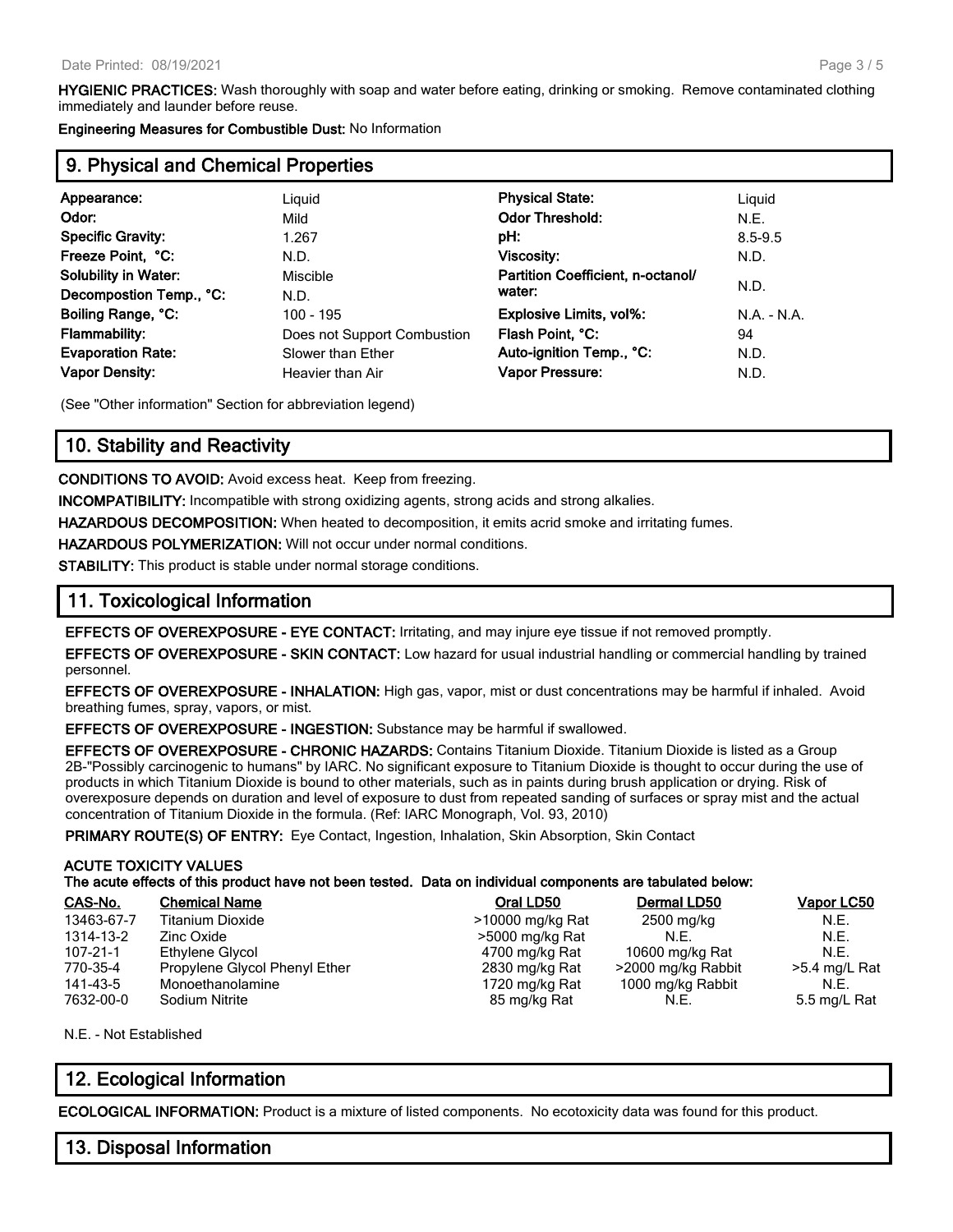**HYGIENIC PRACTICES:** Wash thoroughly with soap and water before eating, drinking or smoking. Remove contaminated clothing immediately and launder before reuse.

**Engineering Measures for Combustible Dust:** No Information

## 9. Physical and Chemical Properties

| | | | |
|---|---|---|---|
| **Appearance:** | Liquid | **Physical State:** | Liquid |
| **Odor:** | Mild | **Odor Threshold:** | N.E. |
| **Specific Gravity:** | 1.267 | **pH:** | 8.5-9.5 |
| **Freeze Point, °C:** | N.D. | **Viscosity:** | N.D. |
| **Solubility in Water:** | Miscible | **Partition Coefficient, n-octanol/ water:** | N.D. |
| **Decompostion Temp., °C:** | N.D. | | |
| **Boiling Range, °C:** | 100 - 195 | **Explosive Limits, vol%:** | N.A. - N.A. |
| **Flammability:** | Does not Support Combustion | **Flash Point, °C:** | 94 |
| **Evaporation Rate:** | Slower than Ether | **Auto-ignition Temp., °C:** | N.D. |
| **Vapor Density:** | Heavier than Air | **Vapor Pressure:** | N.D. |

(See "Other information" Section for abbreviation legend)

## 10. Stability and Reactivity

**CONDITIONS TO AVOID:** Avoid excess heat. Keep from freezing.

**INCOMPATIBILITY:** Incompatible with strong oxidizing agents, strong acids and strong alkalies.

**HAZARDOUS DECOMPOSITION:** When heated to decomposition, it emits acrid smoke and irritating fumes.

**HAZARDOUS POLYMERIZATION:** Will not occur under normal conditions.

**STABILITY:** This product is stable under normal storage conditions.

## 11. Toxicological Information

**EFFECTS OF OVEREXPOSURE - EYE CONTACT:** Irritating, and may injure eye tissue if not removed promptly.

**EFFECTS OF OVEREXPOSURE - SKIN CONTACT:** Low hazard for usual industrial handling or commercial handling by trained personnel.

**EFFECTS OF OVEREXPOSURE - INHALATION:** High gas, vapor, mist or dust concentrations may be harmful if inhaled. Avoid breathing fumes, spray, vapors, or mist.

**EFFECTS OF OVEREXPOSURE - INGESTION:** Substance may be harmful if swallowed.

**EFFECTS OF OVEREXPOSURE - CHRONIC HAZARDS:** Contains Titanium Dioxide. Titanium Dioxide is listed as a Group 2B-"Possibly carcinogenic to humans" by IARC. No significant exposure to Titanium Dioxide is thought to occur during the use of products in which Titanium Dioxide is bound to other materials, such as in paints during brush application or drying. Risk of overexposure depends on duration and level of exposure to dust from repeated sanding of surfaces or spray mist and the actual concentration of Titanium Dioxide in the formula. (Ref: IARC Monograph, Vol. 93, 2010)

**PRIMARY ROUTE(S) OF ENTRY:** Eye Contact, Ingestion, Inhalation, Skin Absorption, Skin Contact

**ACUTE TOXICITY VALUES**
**The acute effects of this product have not been tested. Data on individual components are tabulated below:**

| CAS-No. | Chemical Name | Oral LD50 | Dermal LD50 | Vapor LC50 |
|---|---|---|---|---|
| 13463-67-7 | Titanium Dioxide | >10000 mg/kg Rat | 2500 mg/kg | N.E. |
| 1314-13-2 | Zinc Oxide | >5000 mg/kg Rat | N.E. | N.E. |
| 107-21-1 | Ethylene Glycol | 4700 mg/kg Rat | 10600 mg/kg Rat | N.E. |
| 770-35-4 | Propylene Glycol Phenyl Ether | 2830 mg/kg Rat | >2000 mg/kg Rabbit | >5.4 mg/L Rat |
| 141-43-5 | Monoethanolamine | 1720 mg/kg Rat | 1000 mg/kg Rabbit | N.E. |
| 7632-00-0 | Sodium Nitrite | 85 mg/kg Rat | N.E. | 5.5 mg/L Rat |

N.E. - Not Established

## 12. Ecological Information

**ECOLOGICAL INFORMATION:** Product is a mixture of listed components. No ecotoxicity data was found for this product.

## 13. Disposal Information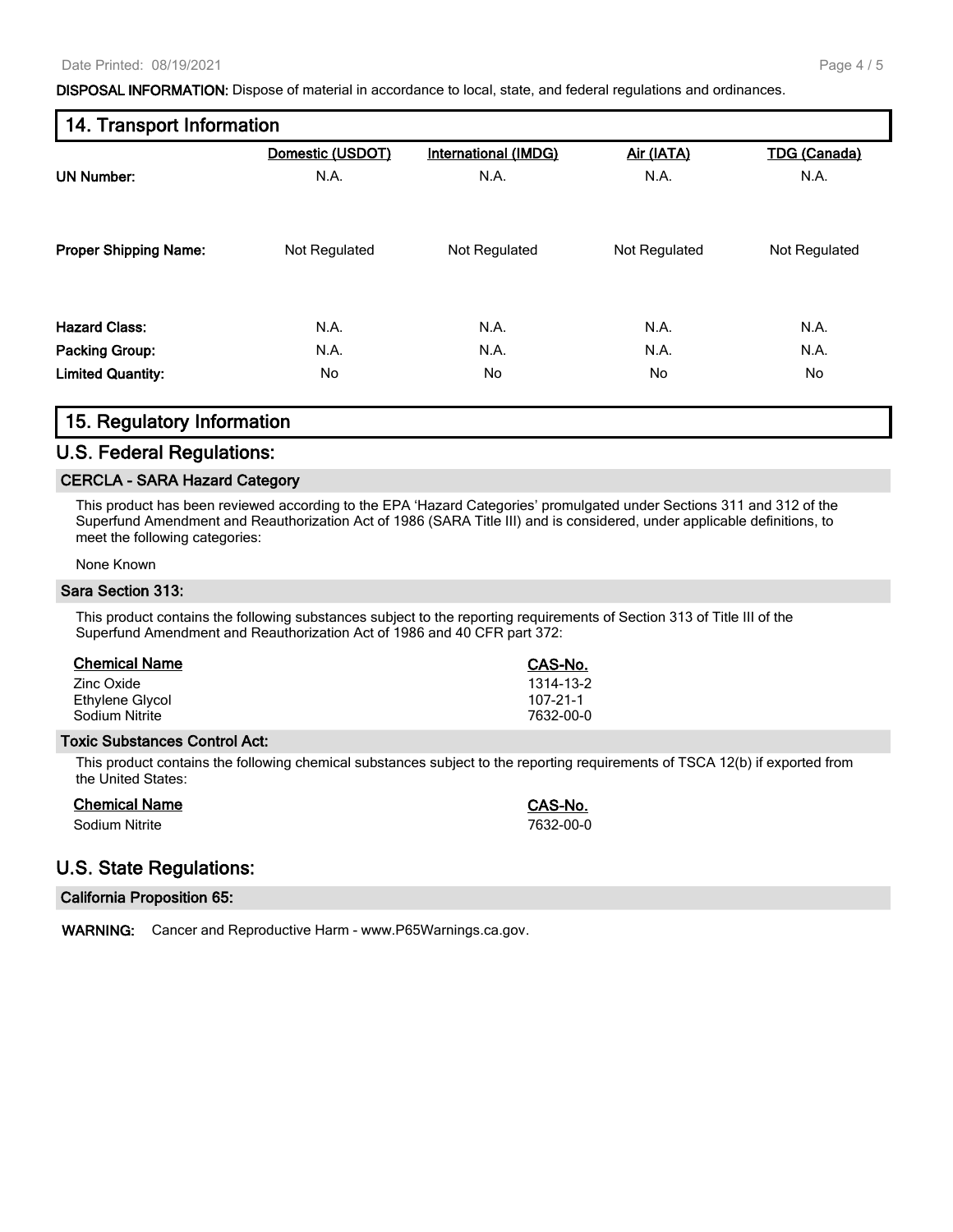**DISPOSAL INFORMATION:** Dispose of material in accordance to local, state, and federal regulations and ordinances.

## 14. Transport Information

| | Domestic (USDOT) | International (IMDG) | Air (IATA) | TDG (Canada) |
|---|---|---|---|---|
| **UN Number:** | N.A. | N.A. | N.A. | N.A. |
| **Proper Shipping Name:** | Not Regulated | Not Regulated | Not Regulated | Not Regulated |
| **Hazard Class:** | N.A. | N.A. | N.A. | N.A. |
| **Packing Group:** | N.A. | N.A. | N.A. | N.A. |
| **Limited Quantity:** | No | No | No | No |

## 15. Regulatory Information

## U.S. Federal Regulations:

### CERCLA - SARA Hazard Category

This product has been reviewed according to the EPA 'Hazard Categories' promulgated under Sections 311 and 312 of the Superfund Amendment and Reauthorization Act of 1986 (SARA Title III) and is considered, under applicable definitions, to meet the following categories:

None Known

### Sara Section 313:

This product contains the following substances subject to the reporting requirements of Section 313 of Title III of the Superfund Amendment and Reauthorization Act of 1986 and 40 CFR part 372:

| Chemical Name | CAS-No. |
|---|---|
| Zinc Oxide | 1314-13-2 |
| Ethylene Glycol | 107-21-1 |
| Sodium Nitrite | 7632-00-0 |

### Toxic Substances Control Act:

This product contains the following chemical substances subject to the reporting requirements of TSCA 12(b) if exported from the United States:

| Chemical Name | CAS-No. |
|---|---|
| Sodium Nitrite | 7632-00-0 |

## U.S. State Regulations:

### California Proposition 65:

**WARNING:** Cancer and Reproductive Harm - www.P65Warnings.ca.gov.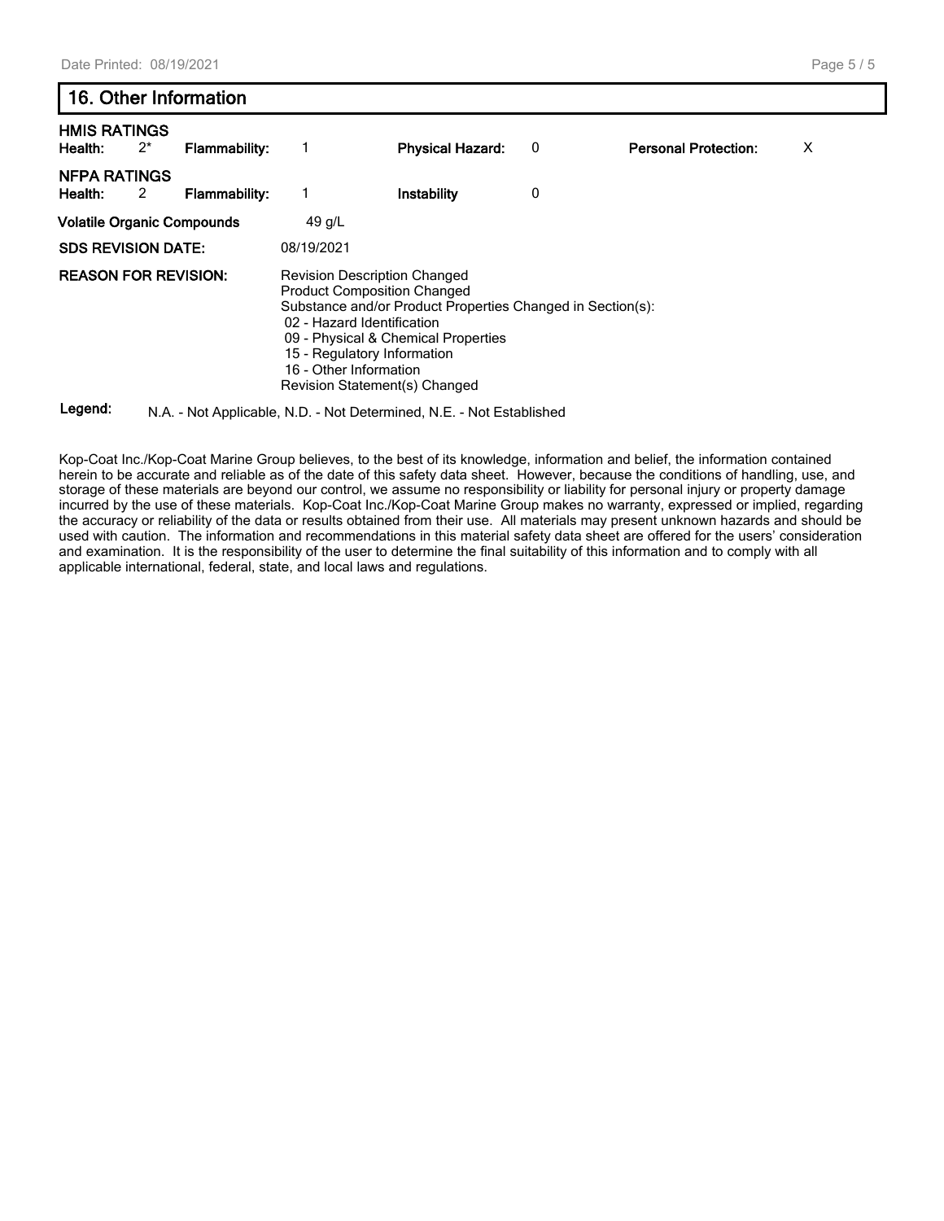## 16. Other Information

**HMIS RATINGS**

| | | | | | | | |
|---|---|---|---|---|---|---|---|
| **Health:** | 2* | **Flammability:** | 1 | **Physical Hazard:** | 0 | **Personal Protection:** | X |

**NFPA RATINGS**

| | | | | | |
|---|---|---|---|---|---|
| **Health:** | 2 | **Flammability:** | 1 | **Instability** | 0 |

**Volatile Organic Compounds** 49 g/L

**SDS REVISION DATE:** 08/19/2021

**REASON FOR REVISION:**

Revision Description Changed
Product Composition Changed
Substance and/or Product Properties Changed in Section(s):
02 - Hazard Identification
09 - Physical & Chemical Properties
15 - Regulatory Information
16 - Other Information
Revision Statement(s) Changed

**Legend:** N.A. - Not Applicable, N.D. - Not Determined, N.E. - Not Established

Kop-Coat Inc./Kop-Coat Marine Group believes, to the best of its knowledge, information and belief, the information contained herein to be accurate and reliable as of the date of this safety data sheet. However, because the conditions of handling, use, and storage of these materials are beyond our control, we assume no responsibility or liability for personal injury or property damage incurred by the use of these materials. Kop-Coat Inc./Kop-Coat Marine Group makes no warranty, expressed or implied, regarding the accuracy or reliability of the data or results obtained from their use. All materials may present unknown hazards and should be used with caution. The information and recommendations in this material safety data sheet are offered for the users' consideration and examination. It is the responsibility of the user to determine the final suitability of this information and to comply with all applicable international, federal, state, and local laws and regulations.